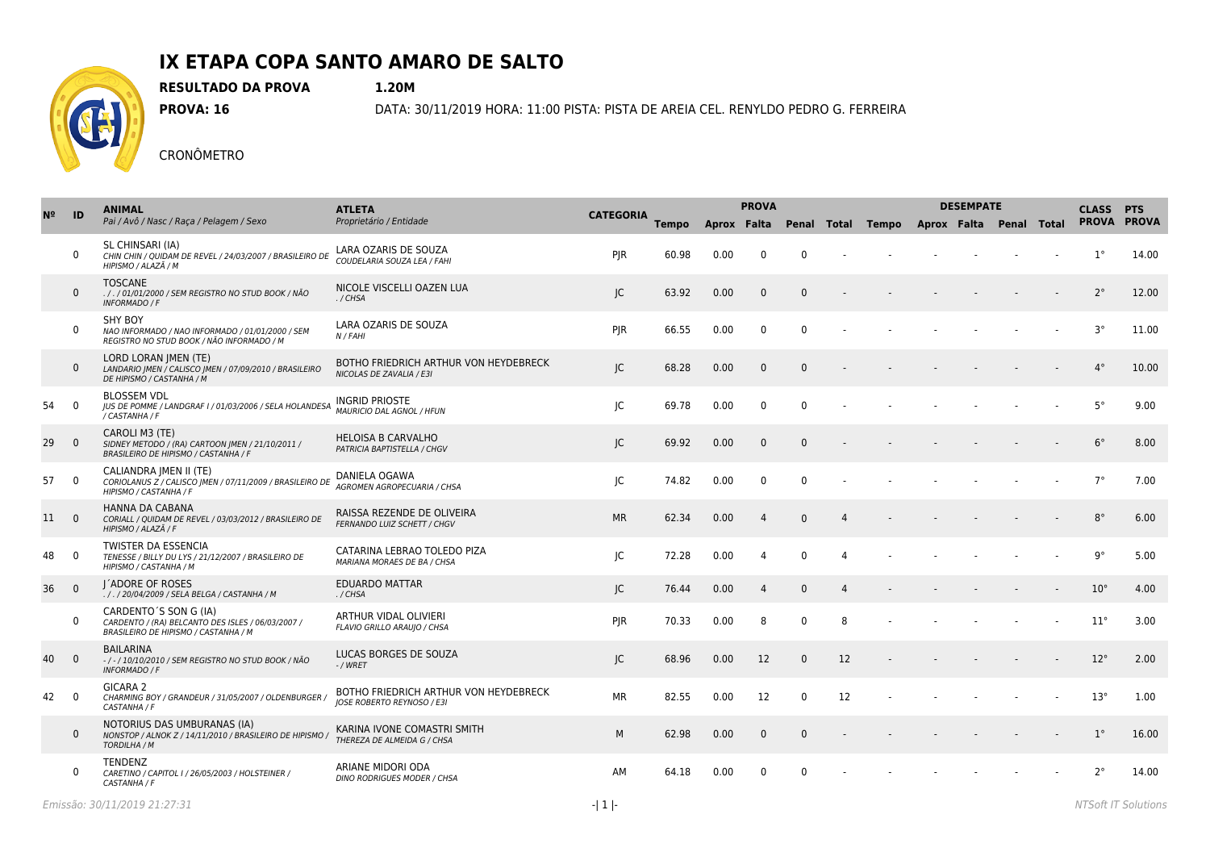# IX ETAPA COPA SANTO AMARO DE SALTO

**RESULTADO DA PROVA** **1.20M**

**PROVA: 16** DATA: 30/11/2019 HORA: 11:00 PISTA: PISTA DE AREIA CEL. RENYLDO PEDRO G. FERREIRA

CRONÔMETRO

| Nº | ID | ANIMAL<br>Pai / Avô / Nasc / Raça / Pelagem / Sexo | ATLETA<br>Proprietário / Entidade | CATEGORIA | PROVA | | | | | DESEMPATE | | | | | | CLASS PROVA | PTS PROVA |
|---|---|---|---|---|---|---|---|---|---|---|---|---|---|---|---|---|---|
| | | | | | Tempo | Aprox | Falta | Penal | Total | Tempo | Aprox | Falta | Penal | Total | | | |
| | 0 | SL CHINSARI (IA)<br>*CHIN CHIN / QUIDAM DE REVEL / 24/03/2007 / BRASILEIRO DE HIPISMO / ALAZÃ / M* | LARA OZARIS DE SOUZA<br>*COUDELARIA SOUZA LEA / FAHI* | PJR | 60.98 | 0.00 | 0 | 0 | - | - | - | - | - | - | | 1° | 14.00 |
| | 0 | TOSCANE<br>*. / . / 01/01/2000 / SEM REGISTRO NO STUD BOOK / NÃO INFORMADO / F* | NICOLE VISCELLI OAZEN LUA<br>*. / CHSA* | JC | 63.92 | 0.00 | 0 | 0 | - | - | - | - | - | - | | 2° | 12.00 |
| | 0 | SHY BOY<br>*NAO INFORMADO / NAO INFORMADO / 01/01/2000 / SEM REGISTRO NO STUD BOOK / NÃO INFORMADO / M* | LARA OZARIS DE SOUZA<br>*N / FAHI* | PJR | 66.55 | 0.00 | 0 | 0 | - | - | - | - | - | - | | 3° | 11.00 |
| | 0 | LORD LORAN JMEN (TE)<br>*LANDARIO JMEN / CALISCO JMEN / 07/09/2010 / BRASILEIRO DE HIPISMO / CASTANHA / M* | BOTHO FRIEDRICH ARTHUR VON HEYDEBRECK<br>*NICOLAS DE ZAVALIA / E3I* | JC | 68.28 | 0.00 | 0 | 0 | - | - | - | - | - | - | | 4° | 10.00 |
| 54 | 0 | BLOSSEM VDL<br>*JUS DE POMME / LANDGRAF I / 01/03/2006 / SELA HOLANDESA / CASTANHA / F* | INGRID PRIOSTE<br>*MAURICIO DAL AGNOL / HFUN* | JC | 69.78 | 0.00 | 0 | 0 | - | - | - | - | - | - | | 5° | 9.00 |
| 29 | 0 | CAROLI M3 (TE)<br>*SIDNEY METODO / (RA) CARTOON JMEN / 21/10/2011 / BRASILEIRO DE HIPISMO / CASTANHA / F* | HELOISA B CARVALHO<br>*PATRICIA BAPTISTELLA / CHGV* | JC | 69.92 | 0.00 | 0 | 0 | - | - | - | - | - | - | | 6° | 8.00 |
| 57 | 0 | CALIANDRA JMEN II (TE)<br>*CORIOLANUS Z / CALISCO JMEN / 07/11/2009 / BRASILEIRO DE HIPISMO / CASTANHA / F* | DANIELA OGAWA<br>*AGROMEN AGROPECUARIA / CHSA* | JC | 74.82 | 0.00 | 0 | 0 | - | - | - | - | - | - | | 7° | 7.00 |
| 11 | 0 | HANNA DA CABANA<br>*CORIALL / QUIDAM DE REVEL / 03/03/2012 / BRASILEIRO DE HIPISMO / ALAZÃ / F* | RAISSA REZENDE DE OLIVEIRA<br>*FERNANDO LUIZ SCHETT / CHGV* | MR | 62.34 | 0.00 | 4 | 0 | 4 | - | - | - | - | - | | 8° | 6.00 |
| 48 | 0 | TWISTER DA ESSENCIA<br>*TENESSE / BILLY DU LYS / 21/12/2007 / BRASILEIRO DE HIPISMO / CASTANHA / M* | CATARINA LEBRAO TOLEDO PIZA<br>*MARIANA MORAES DE BA / CHSA* | JC | 72.28 | 0.00 | 4 | 0 | 4 | - | - | - | - | - | | 9° | 5.00 |
| 36 | 0 | J´ADORE OF ROSES<br>*. / . / 20/04/2009 / SELA BELGA / CASTANHA / M* | EDUARDO MATTAR<br>*. / CHSA* | JC | 76.44 | 0.00 | 4 | 0 | 4 | - | - | - | - | - | | 10° | 4.00 |
| | 0 | CARDENTO´S SON G (IA)<br>*CARDENTO / (RA) BELCANTO DES ISLES / 06/03/2007 / BRASILEIRO DE HIPISMO / CASTANHA / M* | ARTHUR VIDAL OLIVIERI<br>*FLAVIO GRILLO ARAUJO / CHSA* | PJR | 70.33 | 0.00 | 8 | 0 | 8 | - | - | - | - | - | | 11° | 3.00 |
| 40 | 0 | BAILARINA<br>*- / - / 10/10/2010 / SEM REGISTRO NO STUD BOOK / NÃO INFORMADO / F* | LUCAS BORGES DE SOUZA<br>*- / WRET* | JC | 68.96 | 0.00 | 12 | 0 | 12 | - | - | - | - | - | | 12° | 2.00 |
| 42 | 0 | GICARA 2<br>*CHARMING BOY / GRANDEUR / 31/05/2007 / OLDENBURGER / CASTANHA / F* | BOTHO FRIEDRICH ARTHUR VON HEYDEBRECK<br>*JOSE ROBERTO REYNOSO / E3I* | MR | 82.55 | 0.00 | 12 | 0 | 12 | - | - | - | - | - | | 13° | 1.00 |
| | 0 | NOTORIUS DAS UMBURANAS (IA)<br>*NONSTOP / ALNOK Z / 14/11/2010 / BRASILEIRO DE HIPISMO / TORDILHA / M* | KARINA IVONE COMASTRI SMITH<br>*THEREZA DE ALMEIDA G / CHSA* | M | 62.98 | 0.00 | 0 | 0 | - | - | - | - | - | - | | 1° | 16.00 |
| | 0 | TENDENZ<br>*CARETINO / CAPITOL I / 26/05/2003 / HOLSTEINER / CASTANHA / F* | ARIANE MIDORI ODA<br>*DINO RODRIGUES MODER / CHSA* | AM | 64.18 | 0.00 | 0 | 0 | - | - | - | - | - | - | | 2° | 14.00 |

*Emissão: 30/11/2019 21:27:31*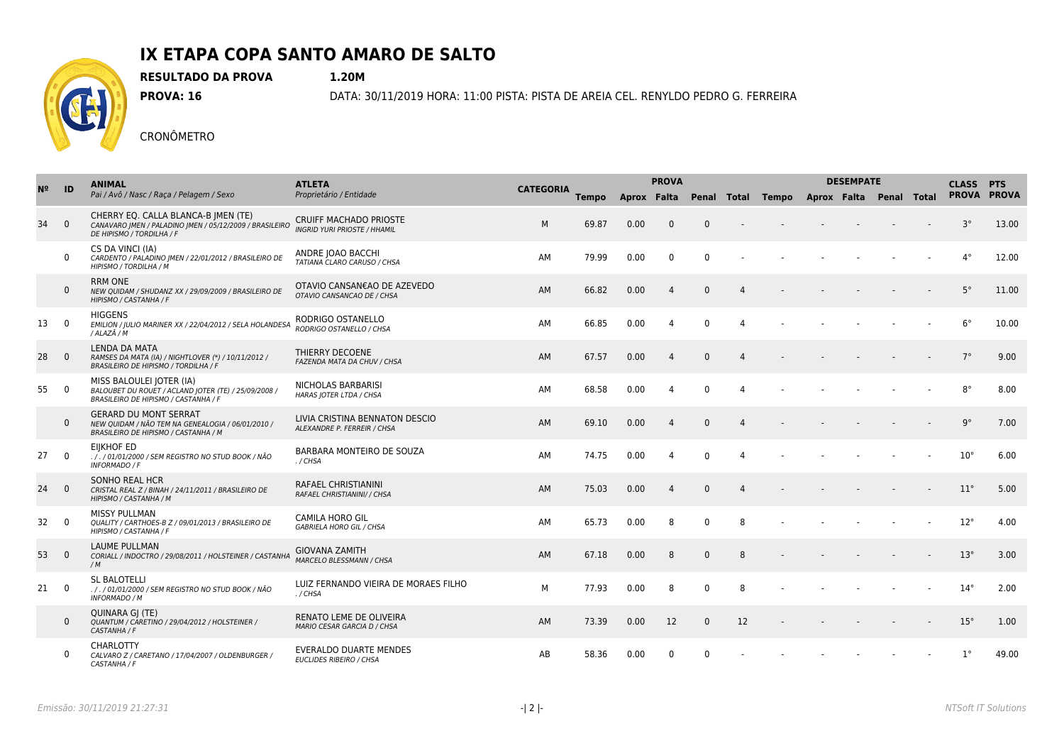# IX ETAPA COPA SANTO AMARO DE SALTO

**RESULTADO DA PROVA** **1.20M**

**PROVA: 16** DATA: 30/11/2019 HORA: 11:00 PISTA: PISTA DE AREIA CEL. RENYLDO PEDRO G. FERREIRA

CRONÔMETRO

| Nº | ID | ANIMAL Pai / Avô / Nasc / Raça / Pelagem / Sexo | ATLETA Proprietário / Entidade | CATEGORIA | PROVA | | | | | DESEMPATE | | | | | CLASS PROVA | PTS PROVA |
|---|---|---|---|---|---|---|---|---|---|---|---|---|---|---|---|---|
| | | | | | Tempo | Aprox | Falta | Penal | Total | Tempo | Aprox | Falta | Penal | Total | | |
| 34 | 0 | CHERRY EQ. CALLA BLANCA-B JMEN (TE) *CANAVARO JMEN / PALADINO JMEN / 05/12/2009 / BRASILEIRO DE HIPISMO / TORDILHA / F* | CRUIFF MACHADO PRIOSTE *INGRID YURI PRIOSTE / HHAMIL* | M | 69.87 | 0.00 | 0 | 0 | - | - | - | - | - | - | 3° | 13.00 |
| | 0 | CS DA VINCI (IA) *CARDENTO / PALADINO JMEN / 22/01/2012 / BRASILEIRO DE HIPISMO / TORDILHA / M* | ANDRE JOAO BACCHI *TATIANA CLARO CARUSO / CHSA* | AM | 79.99 | 0.00 | 0 | 0 | - | - | - | - | - | - | 4° | 12.00 |
| | 0 | RRM ONE *NEW QUIDAM / SHUDANZ XX / 29/09/2009 / BRASILEIRO DE HIPISMO / CASTANHA / F* | OTAVIO CANSAN€AO DE AZEVEDO *OTAVIO CANSANCAO DE / CHSA* | AM | 66.82 | 0.00 | 4 | 0 | 4 | - | - | - | - | - | 5° | 11.00 |
| 13 | 0 | HIGGENS *EMILION / JULIO MARINER XX / 22/04/2012 / SELA HOLANDESA / ALAZÃ / M* | RODRIGO OSTANELLO *RODRIGO OSTANELLO / CHSA* | AM | 66.85 | 0.00 | 4 | 0 | 4 | - | - | - | - | - | 6° | 10.00 |
| 28 | 0 | LENDA DA MATA *RAMSES DA MATA (IA) / NIGHTLOVER (\*) / 10/11/2012 / BRASILEIRO DE HIPISMO / TORDILHA / F* | THIERRY DECOENE *FAZENDA MATA DA CHUV / CHSA* | AM | 67.57 | 0.00 | 4 | 0 | 4 | - | - | - | - | - | 7° | 9.00 |
| 55 | 0 | MISS BALOULEI JOTER (IA) *BALOUBET DU ROUET / ACLAND JOTER (TE) / 25/09/2008 / BRASILEIRO DE HIPISMO / CASTANHA / F* | NICHOLAS BARBARISI *HARAS JOTER LTDA / CHSA* | AM | 68.58 | 0.00 | 4 | 0 | 4 | - | - | - | - | - | 8° | 8.00 |
| | 0 | GERARD DU MONT SERRAT *NEW QUIDAM / NÃO TEM NA GENEALOGIA / 06/01/2010 / BRASILEIRO DE HIPISMO / CASTANHA / M* | LIVIA CRISTINA BENNATON DESCIO *ALEXANDRE P. FERREIR / CHSA* | AM | 69.10 | 0.00 | 4 | 0 | 4 | - | - | - | - | - | 9° | 7.00 |
| 27 | 0 | EIJKHOF ED *. / . / 01/01/2000 / SEM REGISTRO NO STUD BOOK / NÃO INFORMADO / F* | BARBARA MONTEIRO DE SOUZA *. / CHSA* | AM | 74.75 | 0.00 | 4 | 0 | 4 | - | - | - | - | - | 10° | 6.00 |
| 24 | 0 | SONHO REAL HCR *CRISTAL REAL Z / BINAH / 24/11/2011 / BRASILEIRO DE HIPISMO / CASTANHA / M* | RAFAEL CHRISTIANINI *RAFAEL CHRISTIANINI/ / CHSA* | AM | 75.03 | 0.00 | 4 | 0 | 4 | - | - | - | - | - | 11° | 5.00 |
| 32 | 0 | MISSY PULLMAN *QUALITY / CARTHOES-B Z / 09/01/2013 / BRASILEIRO DE HIPISMO / CASTANHA / F* | CAMILA HORO GIL *GABRIELA HORO GIL / CHSA* | AM | 65.73 | 0.00 | 8 | 0 | 8 | - | - | - | - | - | 12° | 4.00 |
| 53 | 0 | LAUME PULLMAN *CORIALL / INDOCTRO / 29/08/2011 / HOLSTEINER / CASTANHA / M* | GIOVANA ZAMITH *MARCELO BLESSMANN / CHSA* | AM | 67.18 | 0.00 | 8 | 0 | 8 | - | - | - | - | - | 13° | 3.00 |
| 21 | 0 | SL BALOTELLI *. / . / 01/01/2000 / SEM REGISTRO NO STUD BOOK / NÃO INFORMADO / M* | LUIZ FERNANDO VIEIRA DE MORAES FILHO *. / CHSA* | M | 77.93 | 0.00 | 8 | 0 | 8 | - | - | - | - | - | 14° | 2.00 |
| | 0 | QUINARA GJ (TE) *QUANTUM / CARETINO / 29/04/2012 / HOLSTEINER / CASTANHA / F* | RENATO LEME DE OLIVEIRA *MARIO CESAR GARCIA D / CHSA* | AM | 73.39 | 0.00 | 12 | 0 | 12 | - | - | - | - | - | 15° | 1.00 |
| | 0 | CHARLOTTY *CALVARO Z / CARETANO / 17/04/2007 / OLDENBURGER / CASTANHA / F* | EVERALDO DUARTE MENDES *EUCLIDES RIBEIRO / CHSA* | AB | 58.36 | 0.00 | 0 | 0 | - | - | - | - | - | - | 1° | 49.00 |

*Emissão: 30/11/2019 21:27:31*

*NTSoft IT Solutions*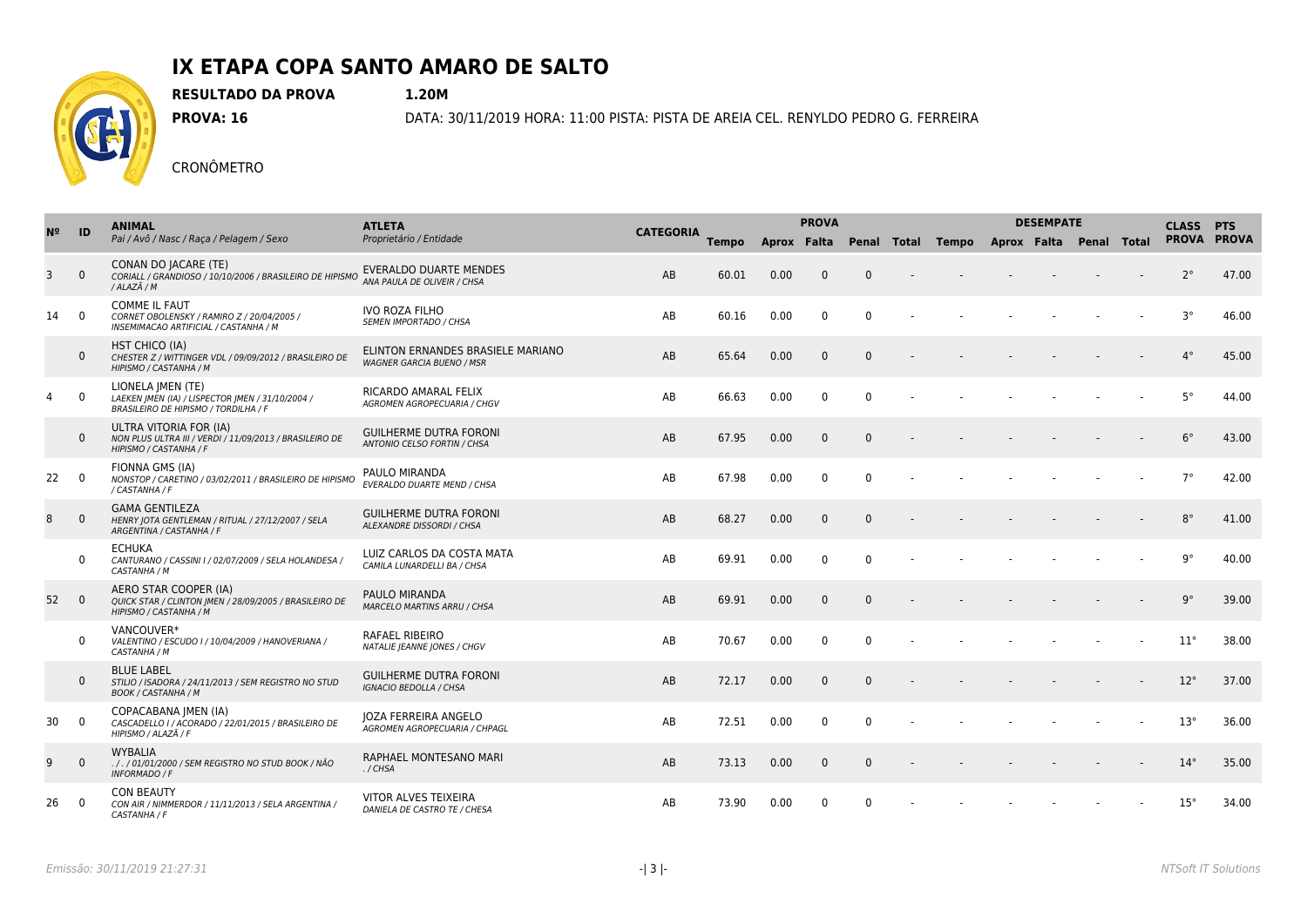# IX ETAPA COPA SANTO AMARO DE SALTO

**RESULTADO DA PROVA** **1.20M**

**PROVA: 16** DATA: 30/11/2019 HORA: 11:00 PISTA: PISTA DE AREIA CEL. RENYLDO PEDRO G. FERREIRA

CRONÔMETRO

| Nº | ID | ANIMAL<br>*Pai / Avô / Nasc / Raça / Pelagem / Sexo* | ATLETA<br>*Proprietário / Entidade* | CATEGORIA | PROVA | | | | | DESEMPATE | | | | | CLASS PROVA | PTS PROVA |
|---|---|---|---|---|---|---|---|---|---|---|---|---|---|---|---|---|
| | | | | | Tempo | Aprox | Falta | Penal | Total | Tempo | Aprox | Falta | Penal | Total | | |
| 3 | 0 | CONAN DO JACARE (TE)<br>*CORIALL / GRANDIOSO / 10/10/2006 / BRASILEIRO DE HIPISMO / ALAZÃ / M* | EVERALDO DUARTE MENDES<br>*ANA PAULA DE OLIVEIR / CHSA* | AB | 60.01 | 0.00 | 0 | 0 | - | - | - | - | - | - | 2° | 47.00 |
| 14 | 0 | COMME IL FAUT<br>*CORNET OBOLENSKY / RAMIRO Z / 20/04/2005 / INSEMIMACAO ARTIFICIAL / CASTANHA / M* | IVO ROZA FILHO<br>*SEMEN IMPORTADO / CHSA* | AB | 60.16 | 0.00 | 0 | 0 | - | - | - | - | - | - | 3° | 46.00 |
| | 0 | HST CHICO (IA)<br>*CHESTER Z / WITTINGER VDL / 09/09/2012 / BRASILEIRO DE HIPISMO / CASTANHA / M* | ELINTON ERNANDES BRASIELE MARIANO<br>*WAGNER GARCIA BUENO / MSR* | AB | 65.64 | 0.00 | 0 | 0 | - | - | - | - | - | - | 4° | 45.00 |
| 4 | 0 | LIONELA JMEN (TE)<br>*LAEKEN JMEN (IA) / LISPECTOR JMEN / 31/10/2004 / BRASILEIRO DE HIPISMO / TORDILHA / F* | RICARDO AMARAL FELIX<br>*AGROMEN AGROPECUARIA / CHGV* | AB | 66.63 | 0.00 | 0 | 0 | - | - | - | - | - | - | 5° | 44.00 |
| | 0 | ULTRA VITORIA FOR (IA)<br>*NON PLUS ULTRA III / VERDI / 11/09/2013 / BRASILEIRO DE HIPISMO / CASTANHA / F* | GUILHERME DUTRA FORONI<br>*ANTONIO CELSO FORTIN / CHSA* | AB | 67.95 | 0.00 | 0 | 0 | - | - | - | - | - | - | 6° | 43.00 |
| 22 | 0 | FIONNA GMS (IA)<br>*NONSTOP / CARETINO / 03/02/2011 / BRASILEIRO DE HIPISMO / CASTANHA / F* | PAULO MIRANDA<br>*EVERALDO DUARTE MEND / CHSA* | AB | 67.98 | 0.00 | 0 | 0 | - | - | - | - | - | - | 7° | 42.00 |
| 8 | 0 | GAMA GENTILEZA<br>*HENRY JOTA GENTLEMAN / RITUAL / 27/12/2007 / SELA ARGENTINA / CASTANHA / F* | GUILHERME DUTRA FORONI<br>*ALEXANDRE DISSORDI / CHSA* | AB | 68.27 | 0.00 | 0 | 0 | - | - | - | - | - | - | 8° | 41.00 |
| | 0 | ECHUKA<br>*CANTURANO / CASSINI I / 02/07/2009 / SELA HOLANDESA / CASTANHA / M* | LUIZ CARLOS DA COSTA MATA<br>*CAMILA LUNARDELLI BA / CHSA* | AB | 69.91 | 0.00 | 0 | 0 | - | - | - | - | - | - | 9° | 40.00 |
| 52 | 0 | AERO STAR COOPER (IA)<br>*QUICK STAR / CLINTON JMEN / 28/09/2005 / BRASILEIRO DE HIPISMO / CASTANHA / M* | PAULO MIRANDA<br>*MARCELO MARTINS ARRU / CHSA* | AB | 69.91 | 0.00 | 0 | 0 | - | - | - | - | - | - | 9° | 39.00 |
| | 0 | VANCOUVER*<br>*VALENTINO / ESCUDO I / 10/04/2009 / HANOVERIANA / CASTANHA / M* | RAFAEL RIBEIRO<br>*NATALIE JEANNE JONES / CHGV* | AB | 70.67 | 0.00 | 0 | 0 | - | - | - | - | - | - | 11° | 38.00 |
| | 0 | BLUE LABEL<br>*STILIO / ISADORA / 24/11/2013 / SEM REGISTRO NO STUD BOOK / CASTANHA / M* | GUILHERME DUTRA FORONI<br>*IGNACIO BEDOLLA / CHSA* | AB | 72.17 | 0.00 | 0 | 0 | - | - | - | - | - | - | 12° | 37.00 |
| 30 | 0 | COPACABANA JMEN (IA)<br>*CASCADELLO I / ACORADO / 22/01/2015 / BRASILEIRO DE HIPISMO / ALAZÃ / F* | JOZA FERREIRA ANGELO<br>*AGROMEN AGROPECUARIA / CHPAGL* | AB | 72.51 | 0.00 | 0 | 0 | - | - | - | - | - | - | 13° | 36.00 |
| 9 | 0 | WYBALIA<br>*. / . / 01/01/2000 / SEM REGISTRO NO STUD BOOK / NÃO INFORMADO / F* | RAPHAEL MONTESANO MARI<br>*. / CHSA* | AB | 73.13 | 0.00 | 0 | 0 | - | - | - | - | - | - | 14° | 35.00 |
| 26 | 0 | CON BEAUTY<br>*CON AIR / NIMMERDOR / 11/11/2013 / SELA ARGENTINA / CASTANHA / F* | VITOR ALVES TEIXEIRA<br>*DANIELA DE CASTRO TE / CHESA* | AB | 73.90 | 0.00 | 0 | 0 | - | - | - | - | - | - | 15° | 34.00 |

*Emissão: 30/11/2019 21:27:31*

*NTSoft IT Solutions*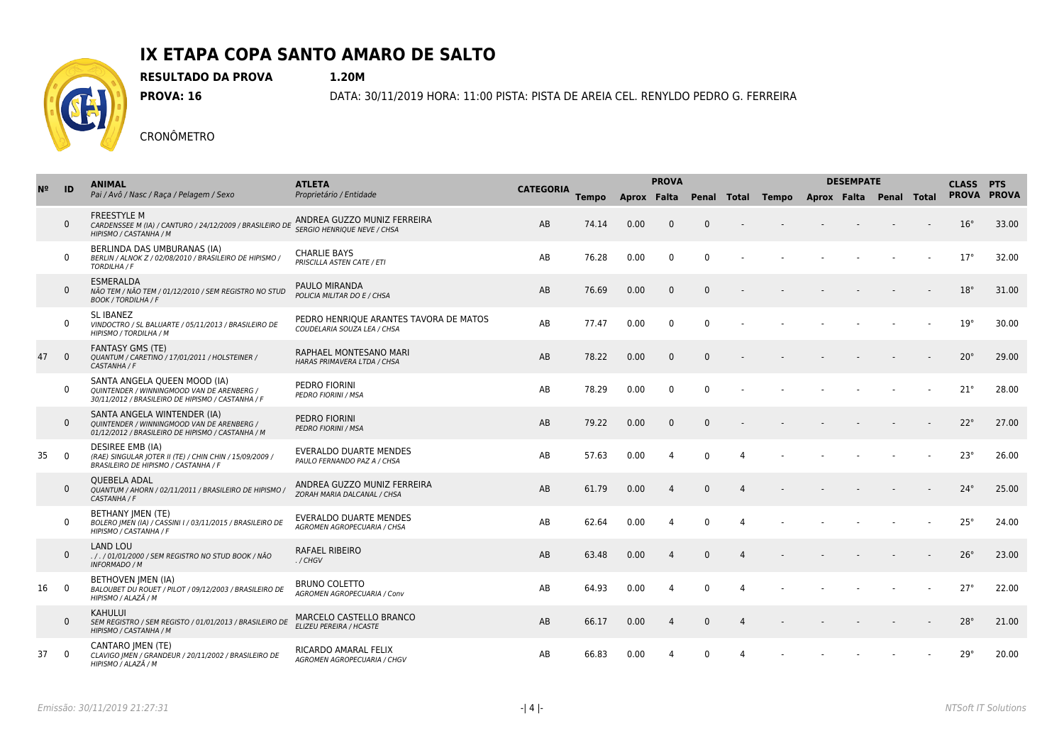# IX ETAPA COPA SANTO AMARO DE SALTO

**RESULTADO DA PROVA** **1.20M**

**PROVA: 16** DATA: 30/11/2019 HORA: 11:00 PISTA: PISTA DE AREIA CEL. RENYLDO PEDRO G. FERREIRA

CRONÔMETRO

| Nº | ID | ANIMAL<br>Pai / Avô / Nasc / Raça / Pelagem / Sexo | ATLETA<br>Proprietário / Entidade | CATEGORIA | PROVA | | | | | DESEMPATE | | | | | CLASS PROVA | PTS PROVA |
|---|---|---|---|---|---|---|---|---|---|---|---|---|---|---|---|---|
| | | | | | Tempo | Aprox | Falta | Penal | Total | Tempo | Aprox | Falta | Penal | Total | | |
| | 0 | FREESTYLE M<br>*CARDENSSEE M (IA) / CANTURO / 24/12/2009 / BRASILEIRO DE HIPISMO / CASTANHA / M* | ANDREA GUZZO MUNIZ FERREIRA<br>*SERGIO HENRIQUE NEVE / CHSA* | AB | 74.14 | 0.00 | 0 | 0 | - | - | - | - | - | - | 16° | 33.00 |
| | 0 | BERLINDA DAS UMBURANAS (IA)<br>*BERLIN / ALNOK Z / 02/08/2010 / BRASILEIRO DE HIPISMO / TORDILHA / F* | CHARLIE BAYS<br>*PRISCILLA ASTEN CATE / ETI* | AB | 76.28 | 0.00 | 0 | 0 | - | - | - | - | - | - | 17° | 32.00 |
| | 0 | ESMERALDA<br>*NÃO TEM / NÃO TEM / 01/12/2010 / SEM REGISTRO NO STUD BOOK / TORDILHA / F* | PAULO MIRANDA<br>*POLICIA MILITAR DO E / CHSA* | AB | 76.69 | 0.00 | 0 | 0 | - | - | - | - | - | - | 18° | 31.00 |
| | 0 | SL IBANEZ<br>*VINDOCTRO / SL BALUARTE / 05/11/2013 / BRASILEIRO DE HIPISMO / TORDILHA / M* | PEDRO HENRIQUE ARANTES TAVORA DE MATOS<br>*COUDELARIA SOUZA LEA / CHSA* | AB | 77.47 | 0.00 | 0 | 0 | - | - | - | - | - | - | 19° | 30.00 |
| 47 | 0 | FANTASY GMS (TE)<br>*QUANTUM / CARETINO / 17/01/2011 / HOLSTEINER / CASTANHA / F* | RAPHAEL MONTESANO MARI<br>*HARAS PRIMAVERA LTDA / CHSA* | AB | 78.22 | 0.00 | 0 | 0 | - | - | - | - | - | - | 20° | 29.00 |
| | 0 | SANTA ANGELA QUEEN MOOD (IA)<br>*QUINTENDER / WINNINGMOOD VAN DE ARENBERG / 30/11/2012 / BRASILEIRO DE HIPISMO / CASTANHA / F* | PEDRO FIORINI<br>*PEDRO FIORINI / MSA* | AB | 78.29 | 0.00 | 0 | 0 | - | - | - | - | - | - | 21° | 28.00 |
| | 0 | SANTA ANGELA WINTENDER (IA)<br>*QUINTENDER / WINNINGMOOD VAN DE ARENBERG / 01/12/2012 / BRASILEIRO DE HIPISMO / CASTANHA / M* | PEDRO FIORINI<br>*PEDRO FIORINI / MSA* | AB | 79.22 | 0.00 | 0 | 0 | - | - | - | - | - | - | 22° | 27.00 |
| 35 | 0 | DESIREE EMB (IA)<br>*(RAE) SINGULAR JOTER II (TE) / CHIN CHIN / 15/09/2009 / BRASILEIRO DE HIPISMO / CASTANHA / F* | EVERALDO DUARTE MENDES<br>*PAULO FERNANDO PAZ A / CHSA* | AB | 57.63 | 0.00 | 4 | 0 | 4 | - | - | - | - | - | 23° | 26.00 |
| | 0 | QUEBELA ADAL<br>*QUANTUM / AHORN / 02/11/2011 / BRASILEIRO DE HIPISMO / CASTANHA / F* | ANDREA GUZZO MUNIZ FERREIRA<br>*ZORAH MARIA DALCANAL / CHSA* | AB | 61.79 | 0.00 | 4 | 0 | 4 | - | - | - | - | - | 24° | 25.00 |
| | 0 | BETHANY JMEN (TE)<br>*BOLERO JMEN (IA) / CASSINI I / 03/11/2015 / BRASILEIRO DE HIPISMO / CASTANHA / F* | EVERALDO DUARTE MENDES<br>*AGROMEN AGROPECUARIA / CHSA* | AB | 62.64 | 0.00 | 4 | 0 | 4 | - | - | - | - | - | 25° | 24.00 |
| | 0 | LAND LOU<br>*. / . / 01/01/2000 / SEM REGISTRO NO STUD BOOK / NÃO INFORMADO / M* | RAFAEL RIBEIRO<br>*. / CHGV* | AB | 63.48 | 0.00 | 4 | 0 | 4 | - | - | - | - | - | 26° | 23.00 |
| 16 | 0 | BETHOVEN JMEN (IA)<br>*BALOUBET DU ROUET / PILOT / 09/12/2003 / BRASILEIRO DE HIPISMO / ALAZÃ / M* | BRUNO COLETTO<br>*AGROMEN AGROPECUARIA / Conv* | AB | 64.93 | 0.00 | 4 | 0 | 4 | - | - | - | - | - | 27° | 22.00 |
| | 0 | KAHULUI<br>*SEM REGISTRO / SEM REGISTO / 01/01/2013 / BRASILEIRO DE HIPISMO / CASTANHA / M* | MARCELO CASTELLO BRANCO<br>*ELIZEU PEREIRA / HCASTE* | AB | 66.17 | 0.00 | 4 | 0 | 4 | - | - | - | - | - | 28° | 21.00 |
| 37 | 0 | CANTARO JMEN (TE)<br>*CLAVIGO JMEN / GRANDEUR / 20/11/2002 / BRASILEIRO DE HIPISMO / ALAZÃ / M* | RICARDO AMARAL FELIX<br>*AGROMEN AGROPECUARIA / CHGV* | AB | 66.83 | 0.00 | 4 | 0 | 4 | - | - | - | - | - | 29° | 20.00 |

*Emissão: 30/11/2019 21:27:31*

*NTSoft IT Solutions*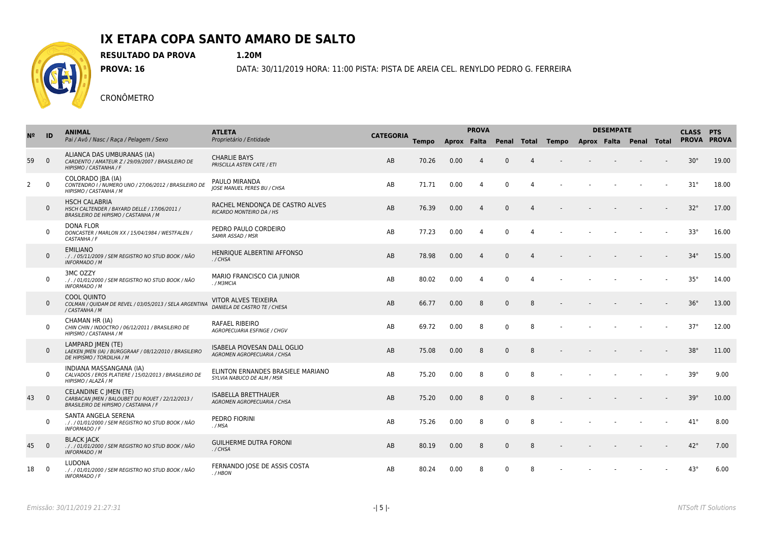# IX ETAPA COPA SANTO AMARO DE SALTO

**RESULTADO DA PROVA** **1.20M**

**PROVA: 16** DATA: 30/11/2019 HORA: 11:00 PISTA: PISTA DE AREIA CEL. RENYLDO PEDRO G. FERREIRA

CRONÔMETRO

| Nº | ID | ANIMAL<br>Pai / Avô / Nasc / Raça / Pelagem / Sexo | ATLETA<br>Proprietário / Entidade | CATEGORIA | PROVA | | | | | DESEMPATE | | | | | CLASS | PTS |
|---|---|---|---|---|---|---|---|---|---|---|---|---|---|---|---|---|
| | | | | | Tempo | Aprox | Falta | Penal | Total | Tempo | Aprox | Falta | Penal | Total | PROVA | PROVA |
| 59 | 0 | ALIANCA DAS UMBURANAS (IA)<br>*CARDENTO / AMATEUR Z / 29/09/2007 / BRASILEIRO DE HIPISMO / CASTANHA / F* | CHARLIE BAYS<br>*PRISCILLA ASTEN CATE / ETI* | AB | 70.26 | 0.00 | 4 | 0 | 4 | - | - | - | - | - | 30° | 19.00 |
| 2 | 0 | COLORADO JBA (IA)<br>*CONTENDRO I / NUMERO UNO / 27/06/2012 / BRASILEIRO DE HIPISMO / CASTANHA / M* | PAULO MIRANDA<br>*JOSE MANUEL PERES BU / CHSA* | AB | 71.71 | 0.00 | 4 | 0 | 4 | - | - | - | - | - | 31° | 18.00 |
| | 0 | HSCH CALABRIA<br>*HSCH CALTENDER / BAYARD DELLE / 17/06/2011 / BRASILEIRO DE HIPISMO / CASTANHA / M* | RACHEL MENDONÇA DE CASTRO ALVES<br>*RICARDO MONTEIRO DA / HS* | AB | 76.39 | 0.00 | 4 | 0 | 4 | - | - | - | - | - | 32° | 17.00 |
| | 0 | DONA FLOR<br>*DONCASTER / MARLON XX / 15/04/1984 / WESTFALEN / CASTANHA / F* | PEDRO PAULO CORDEIRO<br>*SAMIR ASSAD / MSR* | AB | 77.23 | 0.00 | 4 | 0 | 4 | - | - | - | - | - | 33° | 16.00 |
| | 0 | EMILIANO<br>*. / . / 05/11/2009 / SEM REGISTRO NO STUD BOOK / NÃO INFORMADO / M* | HENRIQUE ALBERTINI AFFONSO<br>*. / CHSA* | AB | 78.98 | 0.00 | 4 | 0 | 4 | - | - | - | - | - | 34° | 15.00 |
| | 0 | 3MC OZZY<br>*. / . / 01/01/2000 / SEM REGISTRO NO STUD BOOK / NÃO INFORMADO / M* | MARIO FRANCISCO CIA JUNIOR<br>*. / M3MCIA* | AB | 80.02 | 0.00 | 4 | 0 | 4 | - | - | - | - | - | 35° | 14.00 |
| | 0 | COOL QUINTO<br>*COLMAN / QUIDAM DE REVEL / 03/05/2013 / SELA ARGENTINA / CASTANHA / M* | VITOR ALVES TEIXEIRA<br>*DANIELA DE CASTRO TE / CHESA* | AB | 66.77 | 0.00 | 8 | 0 | 8 | - | - | - | - | - | 36° | 13.00 |
| | 0 | CHAMAN HR (IA)<br>*CHIN CHIN / INDOCTRO / 06/12/2011 / BRASILEIRO DE HIPISMO / CASTANHA / M* | RAFAEL RIBEIRO<br>*AGROPECUARIA ESFINGE / CHGV* | AB | 69.72 | 0.00 | 8 | 0 | 8 | - | - | - | - | - | 37° | 12.00 |
| | 0 | LAMPARD JMEN (TE)<br>*LAEKEN JMEN (IA) / BURGGRAAF / 08/12/2010 / BRASILEIRO DE HIPISMO / TORDILHA / M* | ISABELA PIOVESAN DALL OGLIO<br>*AGROMEN AGROPECUARIA / CHSA* | AB | 75.08 | 0.00 | 8 | 0 | 8 | - | - | - | - | - | 38° | 11.00 |
| | 0 | INDIANA MASSANGANA (IA)<br>*CALVADOS / EROS PLATIERE / 15/02/2013 / BRASILEIRO DE HIPISMO / ALAZÃ / M* | ELINTON ERNANDES BRASIELE MARIANO<br>*SYLVIA NABUCO DE ALM / MSR* | AB | 75.20 | 0.00 | 8 | 0 | 8 | - | - | - | - | - | 39° | 9.00 |
| 43 | 0 | CELANDINE C JMEN (TE)<br>*CARBACAN JMEN / BALOUBET DU ROUET / 22/12/2013 / BRASILEIRO DE HIPISMO / CASTANHA / F* | ISABELLA BRETTHAUER<br>*AGROMEN AGROPECUARIA / CHSA* | AB | 75.20 | 0.00 | 8 | 0 | 8 | - | - | - | - | - | 39° | 10.00 |
| | 0 | SANTA ANGELA SERENA<br>*. / . / 01/01/2000 / SEM REGISTRO NO STUD BOOK / NÃO INFORMADO / F* | PEDRO FIORINI<br>*. / MSA* | AB | 75.26 | 0.00 | 8 | 0 | 8 | - | - | - | - | - | 41° | 8.00 |
| 45 | 0 | BLACK JACK<br>*. / . / 01/01/2000 / SEM REGISTRO NO STUD BOOK / NÃO INFORMADO / M* | GUILHERME DUTRA FORONI<br>*. / CHSA* | AB | 80.19 | 0.00 | 8 | 0 | 8 | - | - | - | - | - | 42° | 7.00 |
| 18 | 0 | LUDONA<br>*. / . / 01/01/2000 / SEM REGISTRO NO STUD BOOK / NÃO INFORMADO / F* | FERNANDO JOSE DE ASSIS COSTA<br>*. / HBON* | AB | 80.24 | 0.00 | 8 | 0 | 8 | - | - | - | - | - | 43° | 6.00 |

*Emissão: 30/11/2019 21:27:31* *NTSoft IT Solutions*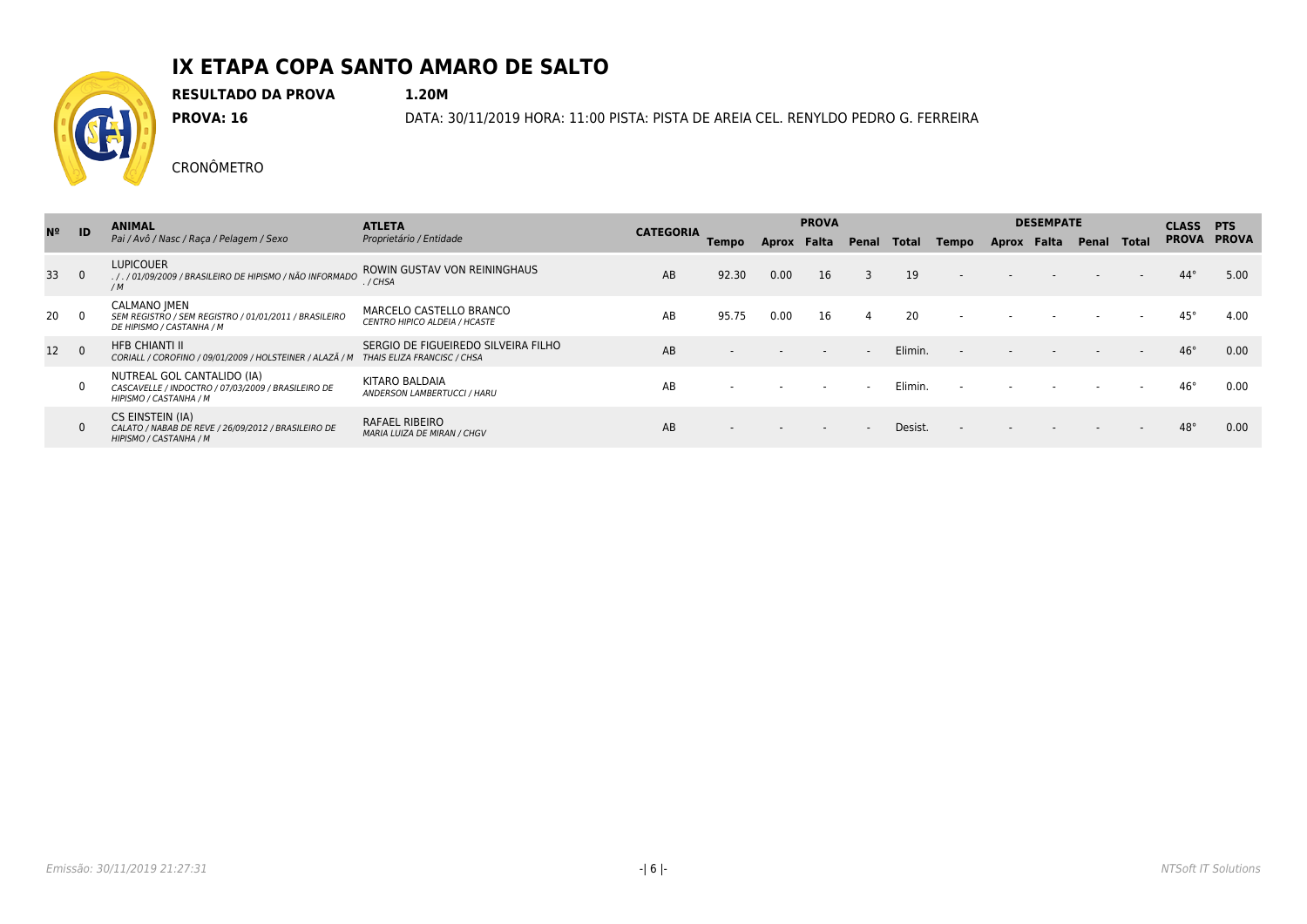# IX ETAPA COPA SANTO AMARO DE SALTO

**RESULTADO DA PROVA** **1.20M**

**PROVA: 16** DATA: 30/11/2019 HORA: 11:00 PISTA: PISTA DE AREIA CEL. RENYLDO PEDRO G. FERREIRA

CRONÔMETRO

| Nº | ID | ANIMAL | ATLETA | CATEGORIA | PROVA | | | | | DESEMPATE | | | | | CLASS | PTS |
|---|---|---|---|---|---|---|---|---|---|---|---|---|---|---|---|---|
| | | *Pai / Avô / Nasc / Raça / Pelagem / Sexo* | *Proprietário / Entidade* | | Tempo | Aprox | Falta | Penal | Total | Tempo | Aprox | Falta | Penal | Total | PROVA | PROVA |
| 33 | 0 | LUPICOUER *. / . / 01/09/2009 / BRASILEIRO DE HIPISMO / NÃO INFORMADO / M* | ROWIN GUSTAV VON REININGHAUS *. / CHSA* | AB | 92.30 | 0.00 | 16 | 3 | 19 | - | - | - | - | - | 44° | 5.00 |
| 20 | 0 | CALMANO JMEN *SEM REGISTRO / SEM REGISTRO / 01/01/2011 / BRASILEIRO DE HIPISMO / CASTANHA / M* | MARCELO CASTELLO BRANCO *CENTRO HIPICO ALDEIA / HCASTE* | AB | 95.75 | 0.00 | 16 | 4 | 20 | - | - | - | - | - | 45° | 4.00 |
| 12 | 0 | HFB CHIANTI II *CORIALL / COROFINO / 09/01/2009 / HOLSTEINER / ALAZÃ / M* | SERGIO DE FIGUEIREDO SILVEIRA FILHO *THAIS ELIZA FRANCISC / CHSA* | AB | - | - | - | - | Elimin. | - | - | - | - | - | 46° | 0.00 |
| | 0 | NUTREAL GOL CANTALIDO (IA) *CASCAVELLE / INDOCTRO / 07/03/2009 / BRASILEIRO DE HIPISMO / CASTANHA / M* | KITARO BALDAIA *ANDERSON LAMBERTUCCI / HARU* | AB | - | - | - | - | Elimin. | - | - | - | - | - | 46° | 0.00 |
| | 0 | CS EINSTEIN (IA) *CALATO / NABAB DE REVE / 26/09/2012 / BRASILEIRO DE HIPISMO / CASTANHA / M* | RAFAEL RIBEIRO *MARIA LUIZA DE MIRAN / CHGV* | AB | - | - | - | - | Desist. | - | - | - | - | - | 48° | 0.00 |

*Emissão: 30/11/2019 21:27:31*

*NTSoft IT Solutions*